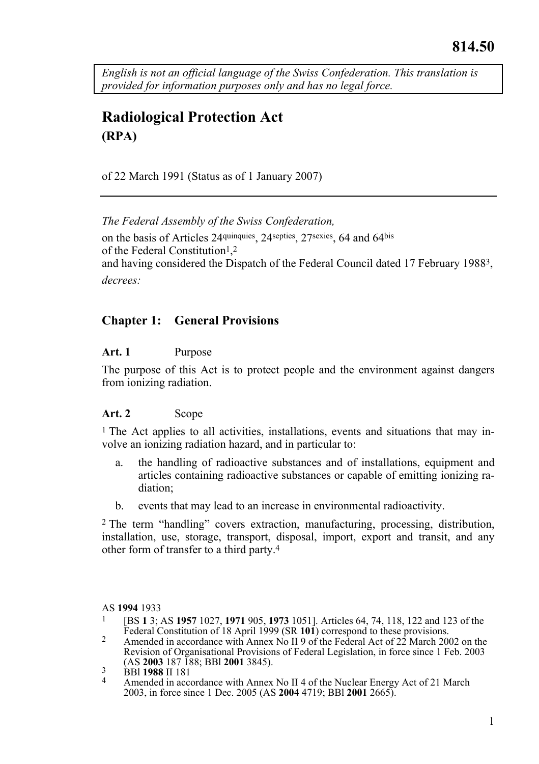814.50

*English is not an official language of the Swiss Confederation. This translation is provided for information purposes only and has no legal force.*

# Radiological Protection Act
**(RPA)**

of 22 March 1991 (Status as of 1 January 2007)

---

*The Federal Assembly of the Swiss Confederation,*

on the basis of Articles 24quinquies, 24septies, 27sexies, 64 and 64bis of the Federal Constitution[1],[2]
and having considered the Dispatch of the Federal Council dated 17 February 1988[3],

*decrees:*

## Chapter 1: General Provisions

**Art. 1** Purpose

The purpose of this Act is to protect people and the environment against dangers from ionizing radiation.

**Art. 2** Scope

[1] The Act applies to all activities, installations, events and situations that may involve an ionizing radiation hazard, and in particular to:

a. the handling of radioactive substances and of installations, equipment and articles containing radioactive substances or capable of emitting ionizing radiation;

b. events that may lead to an increase in environmental radioactivity.

[2] The term "handling" covers extraction, manufacturing, processing, distribution, installation, use, storage, transport, disposal, import, export and transit, and any other form of transfer to a third party.[4]

---

AS **1994** 1933

1 [BS **1** 3; AS **1957** 1027, **1971** 905, **1973** 1051]. Articles 64, 74, 118, 122 and 123 of the Federal Constitution of 18 April 1999 (SR **101**) correspond to these provisions.

2 Amended in accordance with Annex No II 9 of the Federal Act of 22 March 2002 on the Revision of Organisational Provisions of Federal Legislation, in force since 1 Feb. 2003 (AS **2003** 187 188; BBl **2001** 3845).

3 BBl **1988** II 181

4 Amended in accordance with Annex No II 4 of the Nuclear Energy Act of 21 March 2003, in force since 1 Dec. 2005 (AS **2004** 4719; BBl **2001** 2665).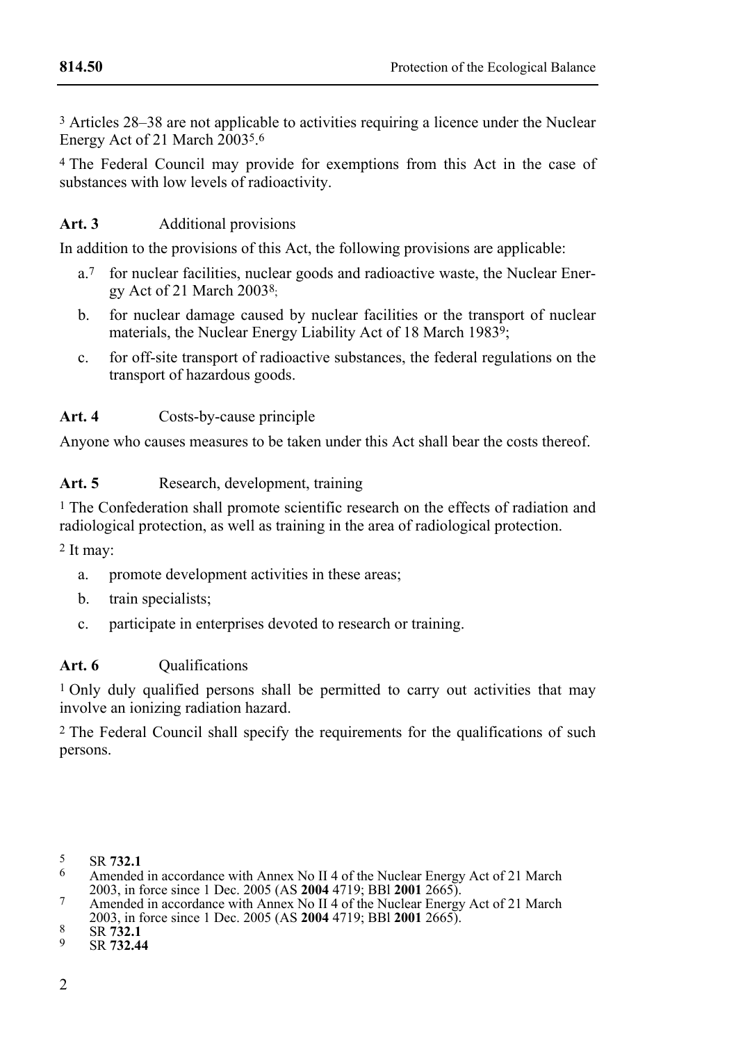[3] Articles 28–38 are not applicable to activities requiring a licence under the Nuclear Energy Act of 21 March 2003[5].[6]

[4] The Federal Council may provide for exemptions from this Act in the case of substances with low levels of radioactivity.

**Art. 3** Additional provisions

In addition to the provisions of this Act, the following provisions are applicable:

a.[7] for nuclear facilities, nuclear goods and radioactive waste, the Nuclear Energy Act of 21 March 2003[8];

b. for nuclear damage caused by nuclear facilities or the transport of nuclear materials, the Nuclear Energy Liability Act of 18 March 1983[9];

c. for off-site transport of radioactive substances, the federal regulations on the transport of hazardous goods.

**Art. 4** Costs-by-cause principle

Anyone who causes measures to be taken under this Act shall bear the costs thereof.

**Art. 5** Research, development, training

[1] The Confederation shall promote scientific research on the effects of radiation and radiological protection, as well as training in the area of radiological protection.

[2] It may:

a. promote development activities in these areas;

b. train specialists;

c. participate in enterprises devoted to research or training.

**Art. 6** Qualifications

[1] Only duly qualified persons shall be permitted to carry out activities that may involve an ionizing radiation hazard.

[2] The Federal Council shall specify the requirements for the qualifications of such persons.

---

[5] SR **732.1**

[6] Amended in accordance with Annex No II 4 of the Nuclear Energy Act of 21 March 2003, in force since 1 Dec. 2005 (AS **2004** 4719; BBl **2001** 2665).

[7] Amended in accordance with Annex No II 4 of the Nuclear Energy Act of 21 March 2003, in force since 1 Dec. 2005 (AS **2004** 4719; BBl **2001** 2665).

[8] SR **732.1**

[9] SR **732.44**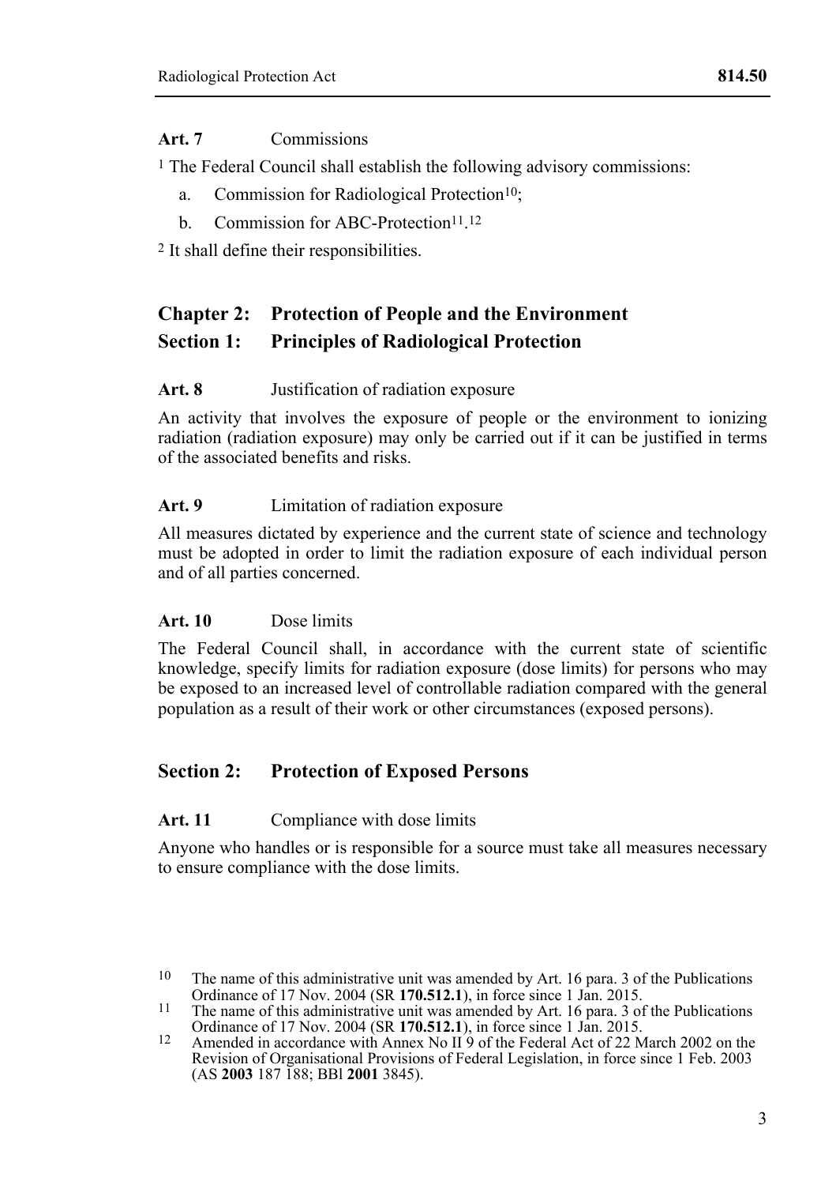**Art. 7** Commissions

[1] The Federal Council shall establish the following advisory commissions:

a. Commission for Radiological Protection[10];

b. Commission for ABC-Protection[11].[12]

[2] It shall define their responsibilities.

## Chapter 2: Protection of People and the Environment

## Section 1: Principles of Radiological Protection

**Art. 8** Justification of radiation exposure

An activity that involves the exposure of people or the environment to ionizing radiation (radiation exposure) may only be carried out if it can be justified in terms of the associated benefits and risks.

**Art. 9** Limitation of radiation exposure

All measures dictated by experience and the current state of science and technology must be adopted in order to limit the radiation exposure of each individual person and of all parties concerned.

**Art. 10** Dose limits

The Federal Council shall, in accordance with the current state of scientific knowledge, specify limits for radiation exposure (dose limits) for persons who may be exposed to an increased level of controllable radiation compared with the general population as a result of their work or other circumstances (exposed persons).

## Section 2: Protection of Exposed Persons

**Art. 11** Compliance with dose limits

Anyone who handles or is responsible for a source must take all measures necessary to ensure compliance with the dose limits.

---

[10] The name of this administrative unit was amended by Art. 16 para. 3 of the Publications Ordinance of 17 Nov. 2004 (SR **170.512.1**), in force since 1 Jan. 2015.

[11] The name of this administrative unit was amended by Art. 16 para. 3 of the Publications Ordinance of 17 Nov. 2004 (SR **170.512.1**), in force since 1 Jan. 2015.

[12] Amended in accordance with Annex No II 9 of the Federal Act of 22 March 2002 on the Revision of Organisational Provisions of Federal Legislation, in force since 1 Feb. 2003 (AS **2003** 187 188; BBl **2001** 3845).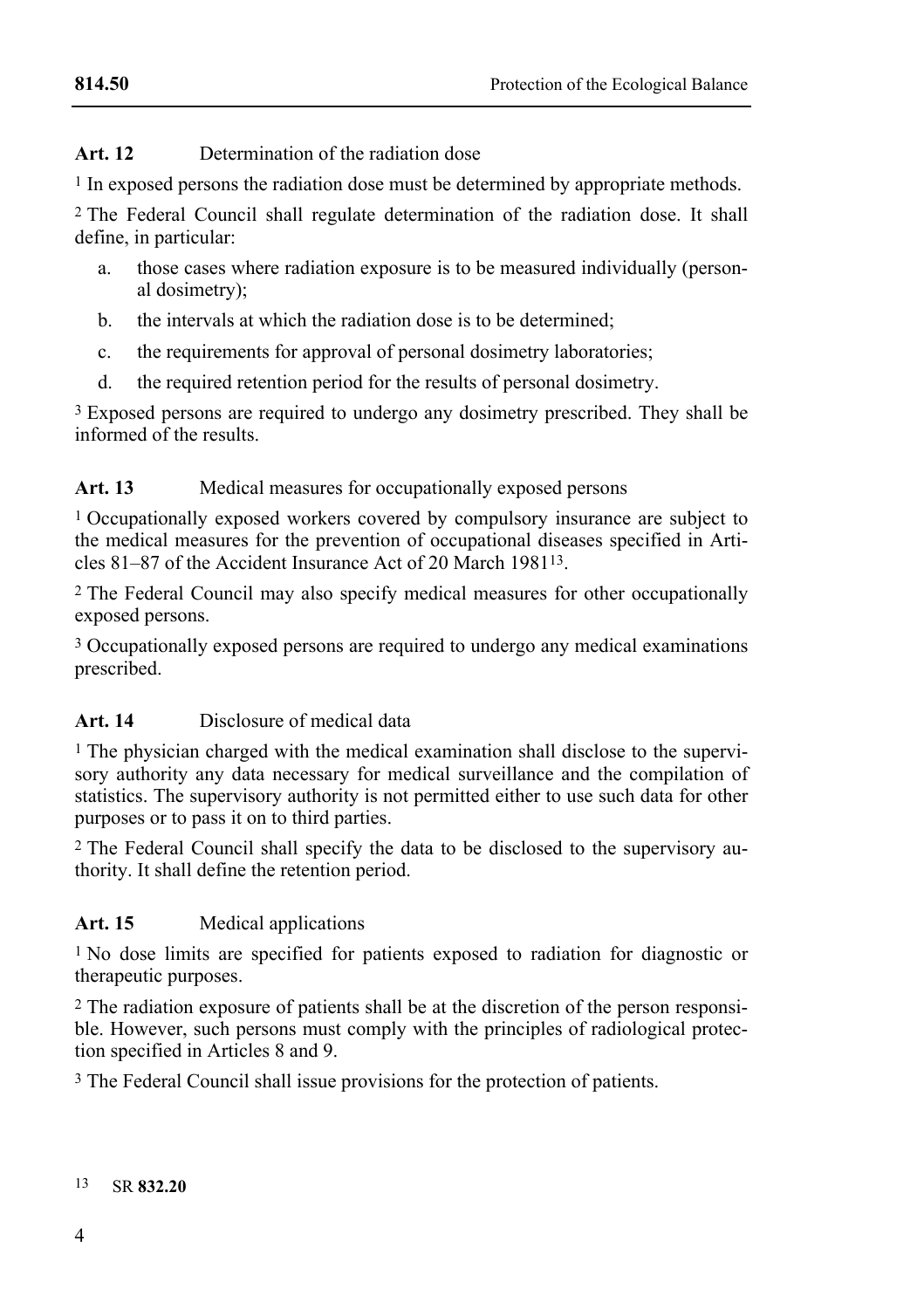### Art. 12 Determination of the radiation dose

[1] In exposed persons the radiation dose must be determined by appropriate methods.

[2] The Federal Council shall regulate determination of the radiation dose. It shall define, in particular:

a. those cases where radiation exposure is to be measured individually (personal dosimetry);
b. the intervals at which the radiation dose is to be determined;
c. the requirements for approval of personal dosimetry laboratories;
d. the required retention period for the results of personal dosimetry.

[3] Exposed persons are required to undergo any dosimetry prescribed. They shall be informed of the results.

### Art. 13 Medical measures for occupationally exposed persons

[1] Occupationally exposed workers covered by compulsory insurance are subject to the medical measures for the prevention of occupational diseases specified in Articles 81–87 of the Accident Insurance Act of 20 March 1981[13].

[2] The Federal Council may also specify medical measures for other occupationally exposed persons.

[3] Occupationally exposed persons are required to undergo any medical examinations prescribed.

### Art. 14 Disclosure of medical data

[1] The physician charged with the medical examination shall disclose to the supervisory authority any data necessary for medical surveillance and the compilation of statistics. The supervisory authority is not permitted either to use such data for other purposes or to pass it on to third parties.

[2] The Federal Council shall specify the data to be disclosed to the supervisory authority. It shall define the retention period.

### Art. 15 Medical applications

[1] No dose limits are specified for patients exposed to radiation for diagnostic or therapeutic purposes.

[2] The radiation exposure of patients shall be at the discretion of the person responsible. However, such persons must comply with the principles of radiological protection specified in Articles 8 and 9.

[3] The Federal Council shall issue provisions for the protection of patients.

---

[13] SR **832.20**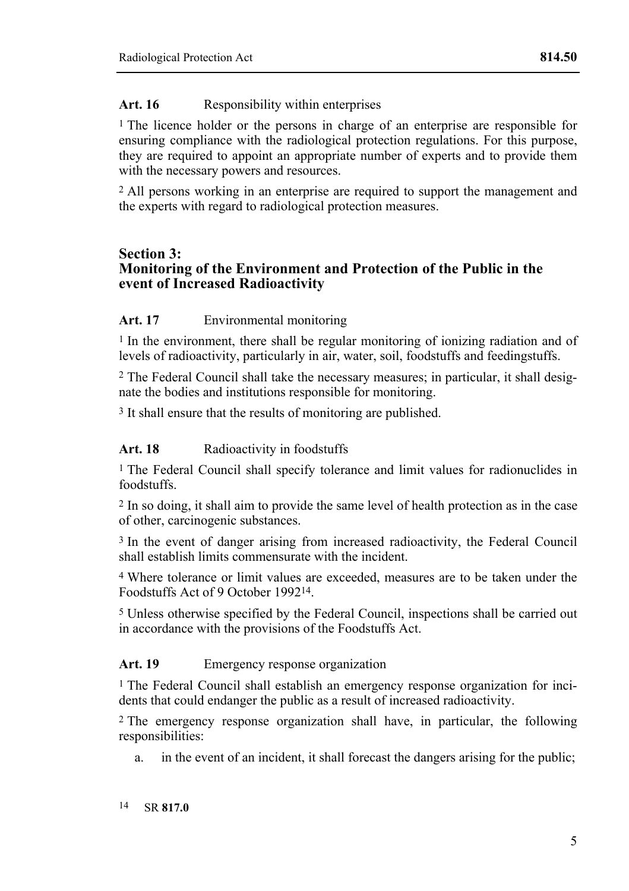**Art. 16** Responsibility within enterprises

[1] The licence holder or the persons in charge of an enterprise are responsible for ensuring compliance with the radiological protection regulations. For this purpose, they are required to appoint an appropriate number of experts and to provide them with the necessary powers and resources.

[2] All persons working in an enterprise are required to support the management and the experts with regard to radiological protection measures.

## Section 3: Monitoring of the Environment and Protection of the Public in the event of Increased Radioactivity

**Art. 17** Environmental monitoring

[1] In the environment, there shall be regular monitoring of ionizing radiation and of levels of radioactivity, particularly in air, water, soil, foodstuffs and feedingstuffs.

[2] The Federal Council shall take the necessary measures; in particular, it shall designate the bodies and institutions responsible for monitoring.

[3] It shall ensure that the results of monitoring are published.

**Art. 18** Radioactivity in foodstuffs

[1] The Federal Council shall specify tolerance and limit values for radionuclides in foodstuffs.

[2] In so doing, it shall aim to provide the same level of health protection as in the case of other, carcinogenic substances.

[3] In the event of danger arising from increased radioactivity, the Federal Council shall establish limits commensurate with the incident.

[4] Where tolerance or limit values are exceeded, measures are to be taken under the Foodstuffs Act of 9 October 1992[14].

[5] Unless otherwise specified by the Federal Council, inspections shall be carried out in accordance with the provisions of the Foodstuffs Act.

**Art. 19** Emergency response organization

[1] The Federal Council shall establish an emergency response organization for incidents that could endanger the public as a result of increased radioactivity.

[2] The emergency response organization shall have, in particular, the following responsibilities:

a. in the event of an incident, it shall forecast the dangers arising for the public;

[14] SR **817.0**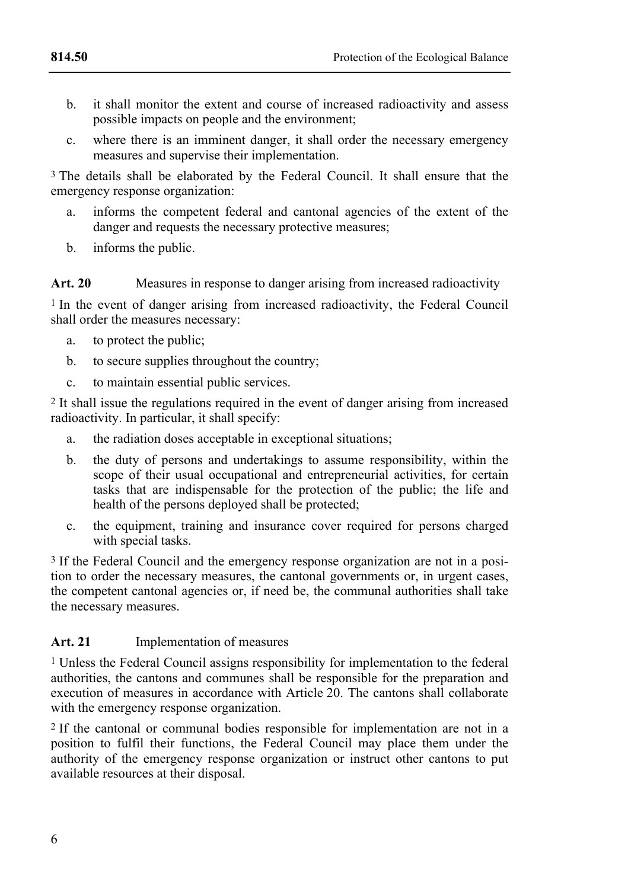b. it shall monitor the extent and course of increased radioactivity and assess possible impacts on people and the environment;

c. where there is an imminent danger, it shall order the necessary emergency measures and supervise their implementation.

[3] The details shall be elaborated by the Federal Council. It shall ensure that the emergency response organization:

a. informs the competent federal and cantonal agencies of the extent of the danger and requests the necessary protective measures;

b. informs the public.

**Art. 20** Measures in response to danger arising from increased radioactivity

[1] In the event of danger arising from increased radioactivity, the Federal Council shall order the measures necessary:

a. to protect the public;

b. to secure supplies throughout the country;

c. to maintain essential public services.

[2] It shall issue the regulations required in the event of danger arising from increased radioactivity. In particular, it shall specify:

a. the radiation doses acceptable in exceptional situations;

b. the duty of persons and undertakings to assume responsibility, within the scope of their usual occupational and entrepreneurial activities, for certain tasks that are indispensable for the protection of the public; the life and health of the persons deployed shall be protected;

c. the equipment, training and insurance cover required for persons charged with special tasks.

[3] If the Federal Council and the emergency response organization are not in a position to order the necessary measures, the cantonal governments or, in urgent cases, the competent cantonal agencies or, if need be, the communal authorities shall take the necessary measures.

**Art. 21** Implementation of measures

[1] Unless the Federal Council assigns responsibility for implementation to the federal authorities, the cantons and communes shall be responsible for the preparation and execution of measures in accordance with Article 20. The cantons shall collaborate with the emergency response organization.

[2] If the cantonal or communal bodies responsible for implementation are not in a position to fulfil their functions, the Federal Council may place them under the authority of the emergency response organization or instruct other cantons to put available resources at their disposal.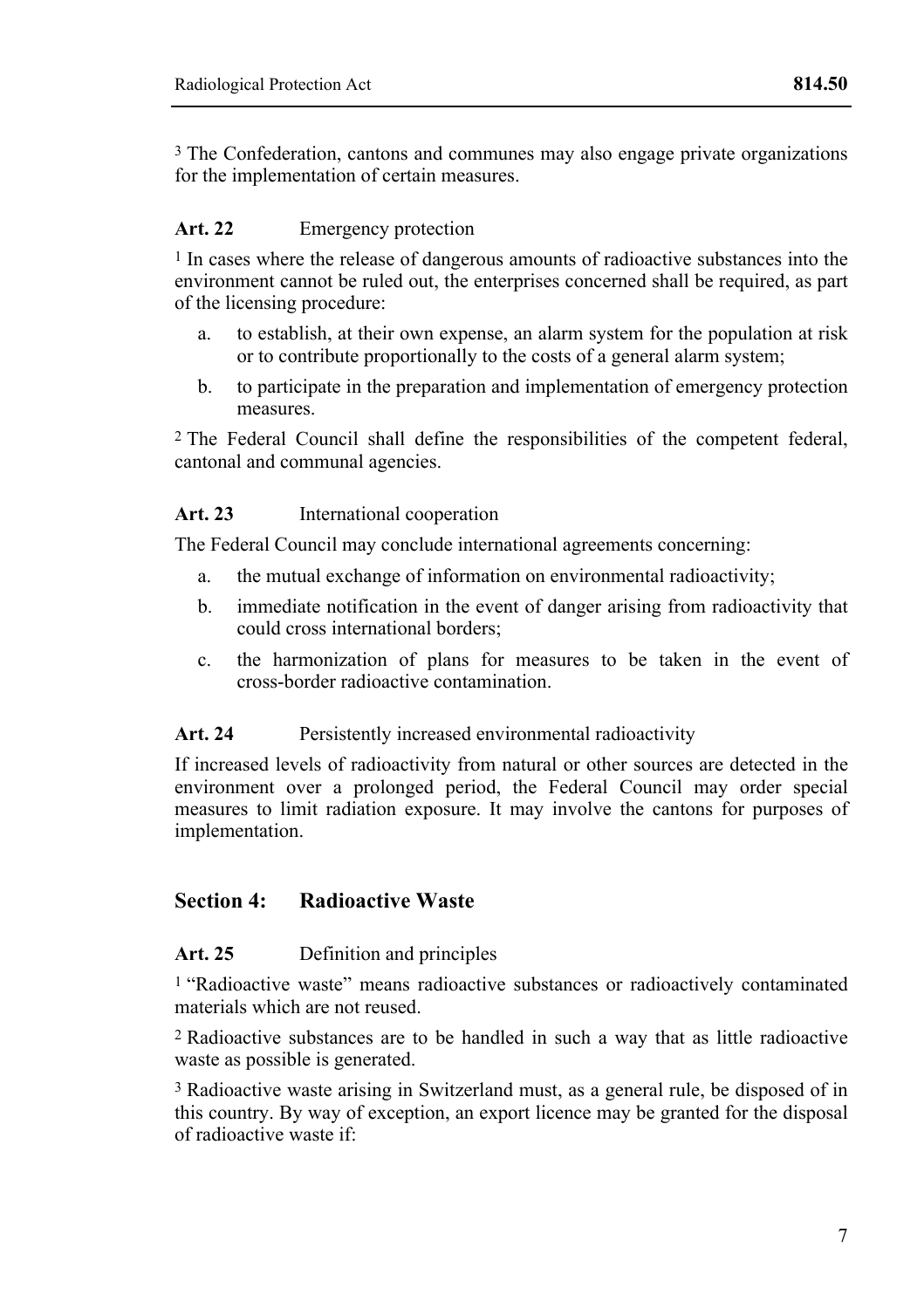[3] The Confederation, cantons and communes may also engage private organizations for the implementation of certain measures.

### Art. 22 Emergency protection

[1] In cases where the release of dangerous amounts of radioactive substances into the environment cannot be ruled out, the enterprises concerned shall be required, as part of the licensing procedure:

a. to establish, at their own expense, an alarm system for the population at risk or to contribute proportionally to the costs of a general alarm system;

b. to participate in the preparation and implementation of emergency protection measures.

[2] The Federal Council shall define the responsibilities of the competent federal, cantonal and communal agencies.

### Art. 23 International cooperation

The Federal Council may conclude international agreements concerning:

a. the mutual exchange of information on environmental radioactivity;

b. immediate notification in the event of danger arising from radioactivity that could cross international borders;

c. the harmonization of plans for measures to be taken in the event of cross-border radioactive contamination.

### Art. 24 Persistently increased environmental radioactivity

If increased levels of radioactivity from natural or other sources are detected in the environment over a prolonged period, the Federal Council may order special measures to limit radiation exposure. It may involve the cantons for purposes of implementation.

## Section 4: Radioactive Waste

### Art. 25 Definition and principles

[1] "Radioactive waste" means radioactive substances or radioactively contaminated materials which are not reused.

[2] Radioactive substances are to be handled in such a way that as little radioactive waste as possible is generated.

[3] Radioactive waste arising in Switzerland must, as a general rule, be disposed of in this country. By way of exception, an export licence may be granted for the disposal of radioactive waste if: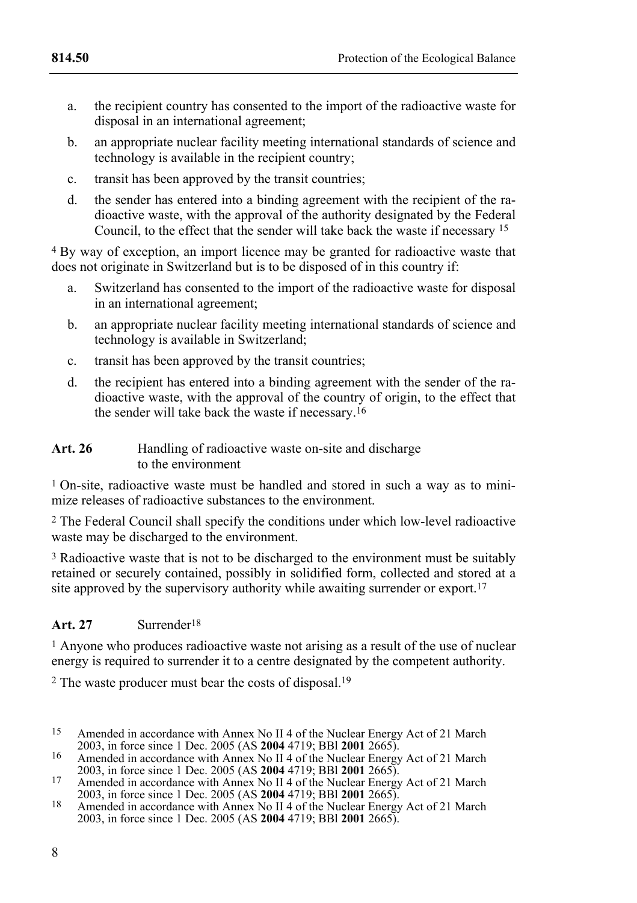a. the recipient country has consented to the import of the radioactive waste for disposal in an international agreement;

b. an appropriate nuclear facility meeting international standards of science and technology is available in the recipient country;

c. transit has been approved by the transit countries;

d. the sender has entered into a binding agreement with the recipient of the radioactive waste, with the approval of the authority designated by the Federal Council, to the effect that the sender will take back the waste if necessary [15]

[4] By way of exception, an import licence may be granted for radioactive waste that does not originate in Switzerland but is to be disposed of in this country if:

a. Switzerland has consented to the import of the radioactive waste for disposal in an international agreement;

b. an appropriate nuclear facility meeting international standards of science and technology is available in Switzerland;

c. transit has been approved by the transit countries;

d. the recipient has entered into a binding agreement with the sender of the radioactive waste, with the approval of the country of origin, to the effect that the sender will take back the waste if necessary.[16]

### Art. 26 Handling of radioactive waste on-site and discharge to the environment

[1] On-site, radioactive waste must be handled and stored in such a way as to minimize releases of radioactive substances to the environment.

[2] The Federal Council shall specify the conditions under which low-level radioactive waste may be discharged to the environment.

[3] Radioactive waste that is not to be discharged to the environment must be suitably retained or securely contained, possibly in solidified form, collected and stored at a site approved by the supervisory authority while awaiting surrender or export.[17]

### Art. 27 Surrender[18]

[1] Anyone who produces radioactive waste not arising as a result of the use of nuclear energy is required to surrender it to a centre designated by the competent authority.

[2] The waste producer must bear the costs of disposal.[19]

---

[15] Amended in accordance with Annex No II 4 of the Nuclear Energy Act of 21 March 2003, in force since 1 Dec. 2005 (AS **2004** 4719; BBl **2001** 2665).

[16] Amended in accordance with Annex No II 4 of the Nuclear Energy Act of 21 March 2003, in force since 1 Dec. 2005 (AS **2004** 4719; BBl **2001** 2665).

[17] Amended in accordance with Annex No II 4 of the Nuclear Energy Act of 21 March 2003, in force since 1 Dec. 2005 (AS **2004** 4719; BBl **2001** 2665).

[18] Amended in accordance with Annex No II 4 of the Nuclear Energy Act of 21 March 2003, in force since 1 Dec. 2005 (AS **2004** 4719; BBl **2001** 2665).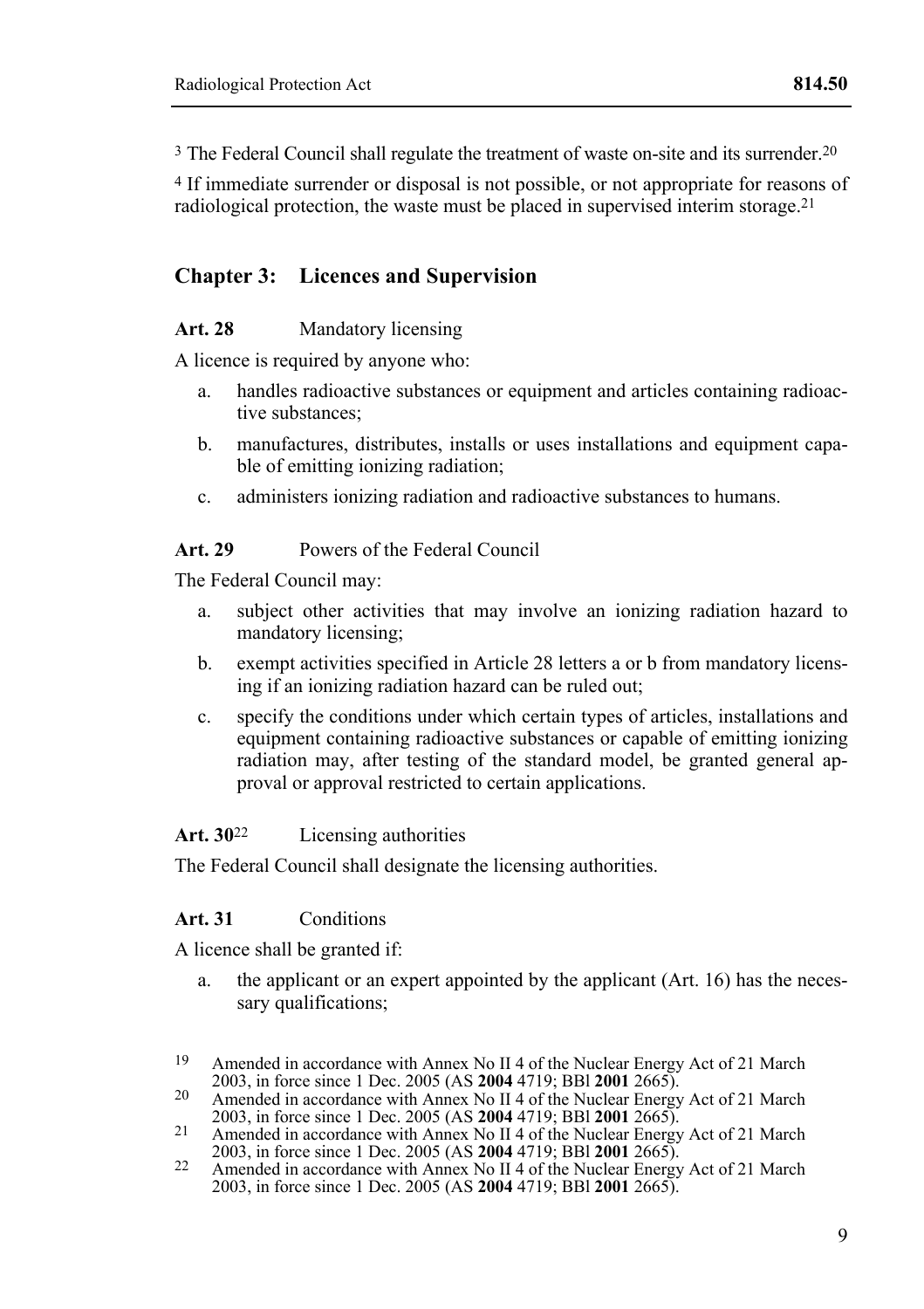[3] The Federal Council shall regulate the treatment of waste on-site and its surrender.[20]

[4] If immediate surrender or disposal is not possible, or not appropriate for reasons of radiological protection, the waste must be placed in supervised interim storage.[21]

## Chapter 3: Licences and Supervision

**Art. 28** Mandatory licensing

A licence is required by anyone who:

a. handles radioactive substances or equipment and articles containing radioactive substances;

b. manufactures, distributes, installs or uses installations and equipment capable of emitting ionizing radiation;

c. administers ionizing radiation and radioactive substances to humans.

**Art. 29** Powers of the Federal Council

The Federal Council may:

a. subject other activities that may involve an ionizing radiation hazard to mandatory licensing;

b. exempt activities specified in Article 28 letters a or b from mandatory licensing if an ionizing radiation hazard can be ruled out;

c. specify the conditions under which certain types of articles, installations and equipment containing radioactive substances or capable of emitting ionizing radiation may, after testing of the standard model, be granted general approval or approval restricted to certain applications.

**Art. 30**[22] Licensing authorities

The Federal Council shall designate the licensing authorities.

**Art. 31** Conditions

A licence shall be granted if:

a. the applicant or an expert appointed by the applicant (Art. 16) has the necessary qualifications;

---

[19] Amended in accordance with Annex No II 4 of the Nuclear Energy Act of 21 March 2003, in force since 1 Dec. 2005 (AS **2004** 4719; BBl **2001** 2665).

[20] Amended in accordance with Annex No II 4 of the Nuclear Energy Act of 21 March 2003, in force since 1 Dec. 2005 (AS **2004** 4719; BBl **2001** 2665).

[21] Amended in accordance with Annex No II 4 of the Nuclear Energy Act of 21 March 2003, in force since 1 Dec. 2005 (AS **2004** 4719; BBl **2001** 2665).

[22] Amended in accordance with Annex No II 4 of the Nuclear Energy Act of 21 March 2003, in force since 1 Dec. 2005 (AS **2004** 4719; BBl **2001** 2665).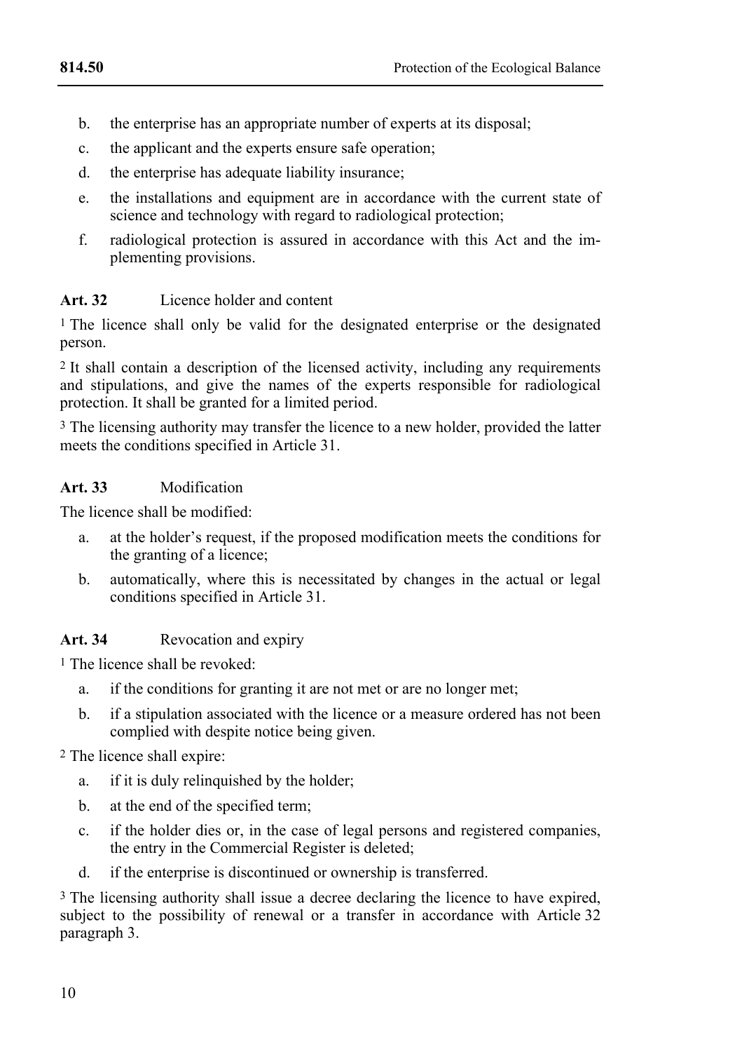b. the enterprise has an appropriate number of experts at its disposal;

c. the applicant and the experts ensure safe operation;

d. the enterprise has adequate liability insurance;

e. the installations and equipment are in accordance with the current state of science and technology with regard to radiological protection;

f. radiological protection is assured in accordance with this Act and the implementing provisions.

**Art. 32** Licence holder and content

[1] The licence shall only be valid for the designated enterprise or the designated person.

[2] It shall contain a description of the licensed activity, including any requirements and stipulations, and give the names of the experts responsible for radiological protection. It shall be granted for a limited period.

[3] The licensing authority may transfer the licence to a new holder, provided the latter meets the conditions specified in Article 31.

**Art. 33** Modification

The licence shall be modified:

a. at the holder's request, if the proposed modification meets the conditions for the granting of a licence;

b. automatically, where this is necessitated by changes in the actual or legal conditions specified in Article 31.

**Art. 34** Revocation and expiry

[1] The licence shall be revoked:

a. if the conditions for granting it are not met or are no longer met;

b. if a stipulation associated with the licence or a measure ordered has not been complied with despite notice being given.

[2] The licence shall expire:

a. if it is duly relinquished by the holder;

b. at the end of the specified term;

c. if the holder dies or, in the case of legal persons and registered companies, the entry in the Commercial Register is deleted;

d. if the enterprise is discontinued or ownership is transferred.

[3] The licensing authority shall issue a decree declaring the licence to have expired, subject to the possibility of renewal or a transfer in accordance with Article 32 paragraph 3.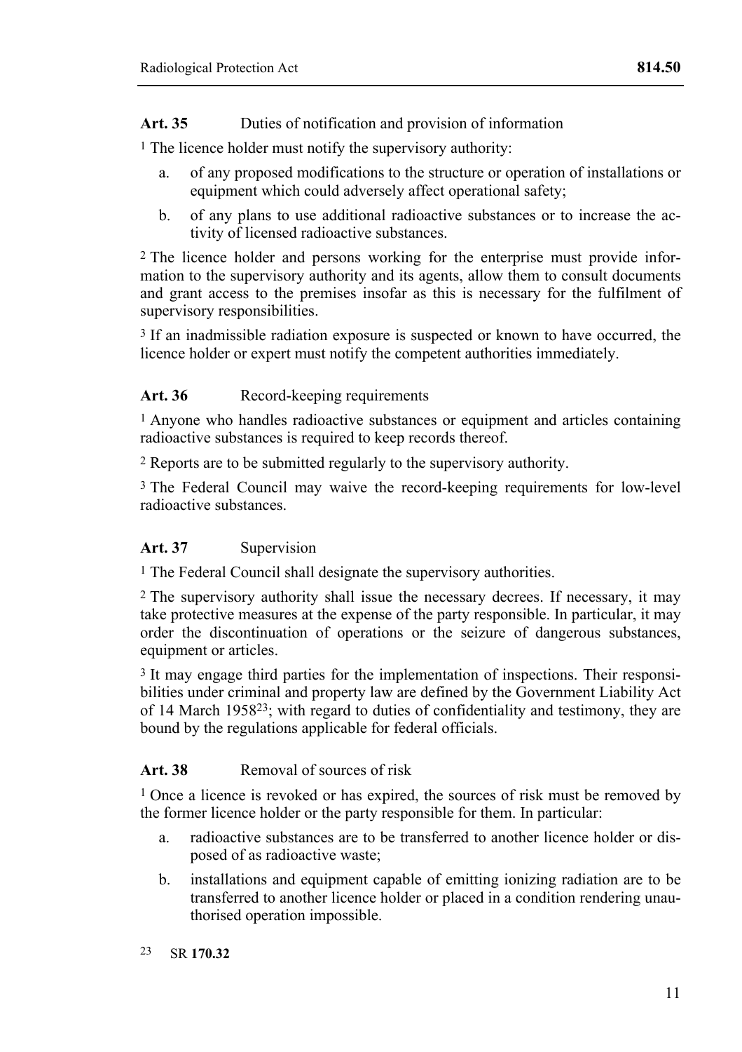### Art. 35 Duties of notification and provision of information

[1] The licence holder must notify the supervisory authority:

a. of any proposed modifications to the structure or operation of installations or equipment which could adversely affect operational safety;

b. of any plans to use additional radioactive substances or to increase the activity of licensed radioactive substances.

[2] The licence holder and persons working for the enterprise must provide information to the supervisory authority and its agents, allow them to consult documents and grant access to the premises insofar as this is necessary for the fulfilment of supervisory responsibilities.

[3] If an inadmissible radiation exposure is suspected or known to have occurred, the licence holder or expert must notify the competent authorities immediately.

### Art. 36 Record-keeping requirements

[1] Anyone who handles radioactive substances or equipment and articles containing radioactive substances is required to keep records thereof.

[2] Reports are to be submitted regularly to the supervisory authority.

[3] The Federal Council may waive the record-keeping requirements for low-level radioactive substances.

### Art. 37 Supervision

[1] The Federal Council shall designate the supervisory authorities.

[2] The supervisory authority shall issue the necessary decrees. If necessary, it may take protective measures at the expense of the party responsible. In particular, it may order the discontinuation of operations or the seizure of dangerous substances, equipment or articles.

[3] It may engage third parties for the implementation of inspections. Their responsibilities under criminal and property law are defined by the Government Liability Act of 14 March 1958[23]; with regard to duties of confidentiality and testimony, they are bound by the regulations applicable for federal officials.

### Art. 38 Removal of sources of risk

[1] Once a licence is revoked or has expired, the sources of risk must be removed by the former licence holder or the party responsible for them. In particular:

a. radioactive substances are to be transferred to another licence holder or disposed of as radioactive waste;

b. installations and equipment capable of emitting ionizing radiation are to be transferred to another licence holder or placed in a condition rendering unauthorised operation impossible.

[23] SR **170.32**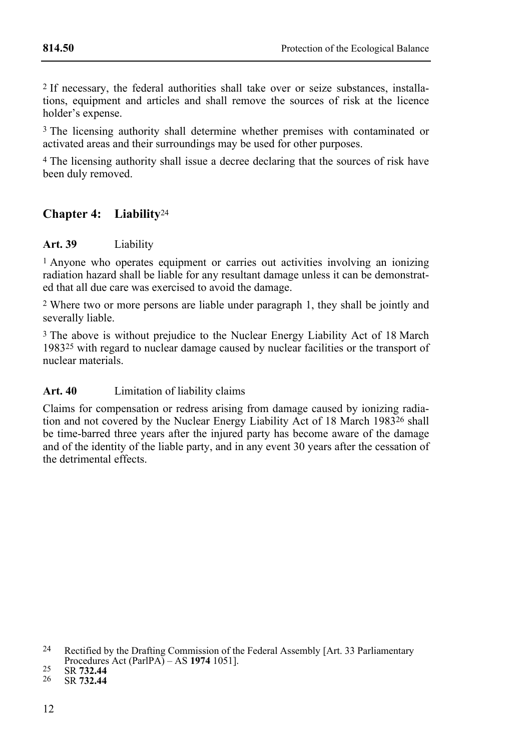[2] If necessary, the federal authorities shall take over or seize substances, installations, equipment and articles and shall remove the sources of risk at the licence holder's expense.

[3] The licensing authority shall determine whether premises with contaminated or activated areas and their surroundings may be used for other purposes.

[4] The licensing authority shall issue a decree declaring that the sources of risk have been duly removed.

## Chapter 4: Liability[24]

**Art. 39** Liability

[1] Anyone who operates equipment or carries out activities involving an ionizing radiation hazard shall be liable for any resultant damage unless it can be demonstrated that all due care was exercised to avoid the damage.

[2] Where two or more persons are liable under paragraph 1, they shall be jointly and severally liable.

[3] The above is without prejudice to the Nuclear Energy Liability Act of 18 March 1983[25] with regard to nuclear damage caused by nuclear facilities or the transport of nuclear materials.

**Art. 40** Limitation of liability claims

Claims for compensation or redress arising from damage caused by ionizing radiation and not covered by the Nuclear Energy Liability Act of 18 March 1983[26] shall be time-barred three years after the injured party has become aware of the damage and of the identity of the liable party, and in any event 30 years after the cessation of the detrimental effects.

---

[24] Rectified by the Drafting Commission of the Federal Assembly [Art. 33 Parliamentary Procedures Act (ParlPA) – AS **1974** 1051].

[25] SR **732.44**

[26] SR **732.44**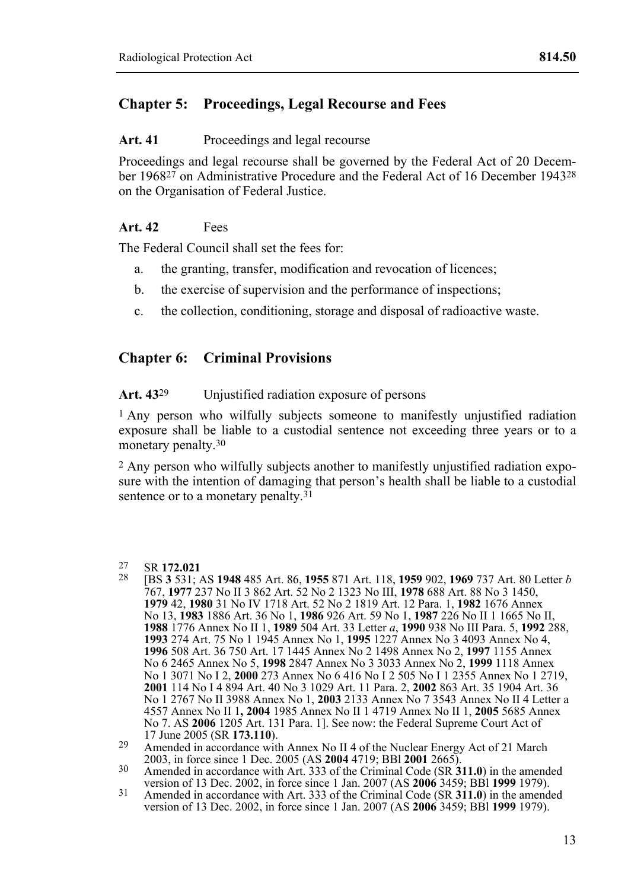## Chapter 5: Proceedings, Legal Recourse and Fees

**Art. 41** Proceedings and legal recourse

Proceedings and legal recourse shall be governed by the Federal Act of 20 December 1968[27] on Administrative Procedure and the Federal Act of 16 December 1943[28] on the Organisation of Federal Justice.

**Art. 42** Fees

The Federal Council shall set the fees for:

a. the granting, transfer, modification and revocation of licences;

b. the exercise of supervision and the performance of inspections;

c. the collection, conditioning, storage and disposal of radioactive waste.

## Chapter 6: Criminal Provisions

**Art. 43**[29] Unjustified radiation exposure of persons

[1] Any person who wilfully subjects someone to manifestly unjustified radiation exposure shall be liable to a custodial sentence not exceeding three years or to a monetary penalty.[30]

[2] Any person who wilfully subjects another to manifestly unjustified radiation exposure with the intention of damaging that person's health shall be liable to a custodial sentence or to a monetary penalty.[31]

---

[27] SR **172.021**

[28] [BS **3** 531; AS **1948** 485 Art. 86, **1955** 871 Art. 118, **1959** 902, **1969** 737 Art. 80 Letter *b* 767, **1977** 237 No II 3 862 Art. 52 No 2 1323 No III, **1978** 688 Art. 88 No 3 1450, **1979** 42, **1980** 31 No IV 1718 Art. 52 No 2 1819 Art. 12 Para. 1, **1982** 1676 Annex No 13, **1983** 1886 Art. 36 No 1, **1986** 926 Art. 59 No 1, **1987** 226 No II 1 1665 No II, **1988** 1776 Annex No II 1, **1989** 504 Art. 33 Letter *a*, **1990** 938 No III Para. 5, **1992** 288, **1993** 274 Art. 75 No 1 1945 Annex No 1, **1995** 1227 Annex No 3 4093 Annex No 4, **1996** 508 Art. 36 750 Art. 17 1445 Annex No 2 1498 Annex No 2, **1997** 1155 Annex No 6 2465 Annex No 5, **1998** 2847 Annex No 3 3033 Annex No 2, **1999** 1118 Annex No 1 3071 No I 2, **2000** 273 Annex No 6 416 No I 2 505 No I 1 2355 Annex No 1 2719, **2001** 114 No I 4 894 Art. 40 No 3 1029 Art. 11 Para. 2, **2002** 863 Art. 35 1904 Art. 36 No 1 2767 No II 3988 Annex No 1, **2003** 2133 Annex No 7 3543 Annex No II 4 Letter a 4557 Annex No II 1**, 2004** 1985 Annex No II 1 4719 Annex No II 1, **2005** 5685 Annex No 7. AS **2006** 1205 Art. 131 Para. 1]. See now: the Federal Supreme Court Act of 17 June 2005 (SR **173.110**).

[29] Amended in accordance with Annex No II 4 of the Nuclear Energy Act of 21 March 2003, in force since 1 Dec. 2005 (AS **2004** 4719; BBl **2001** 2665).

[30] Amended in accordance with Art. 333 of the Criminal Code (SR **311.0**) in the amended version of 13 Dec. 2002, in force since 1 Jan. 2007 (AS **2006** 3459; BBl **1999** 1979).

[31] Amended in accordance with Art. 333 of the Criminal Code (SR **311.0**) in the amended version of 13 Dec. 2002, in force since 1 Jan. 2007 (AS **2006** 3459; BBl **1999** 1979).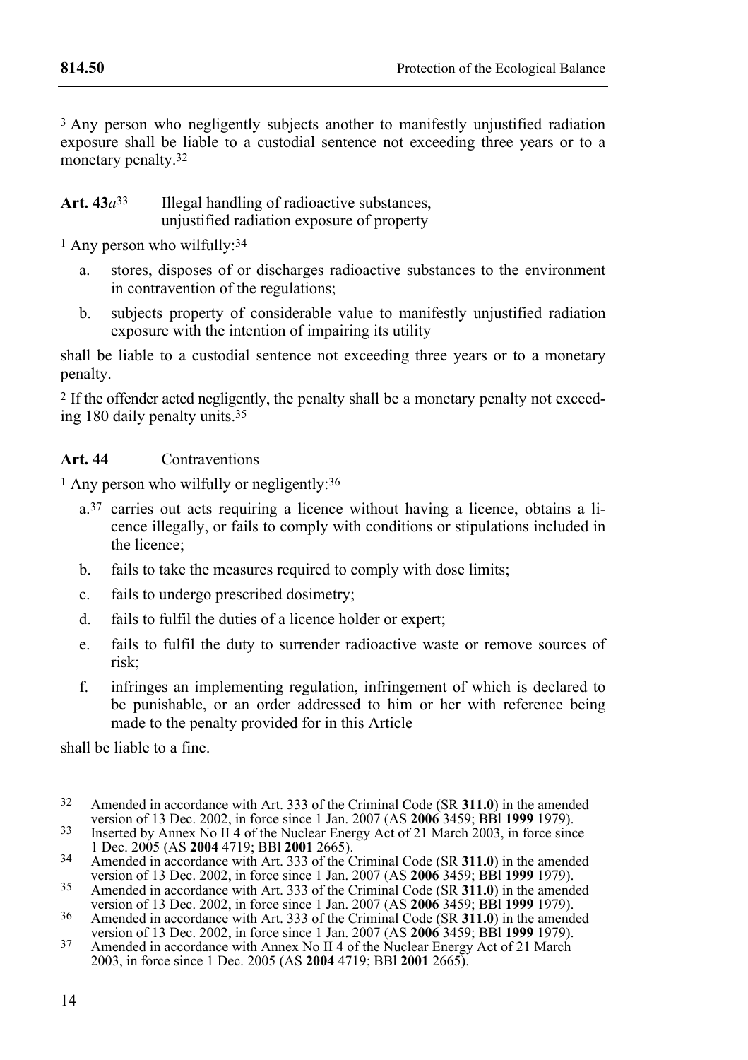[3] Any person who negligently subjects another to manifestly unjustified radiation exposure shall be liable to a custodial sentence not exceeding three years or to a monetary penalty.[32]

**Art. 43a**[33] Illegal handling of radioactive substances, unjustified radiation exposure of property

[1] Any person who wilfully:[34]

a. stores, disposes of or discharges radioactive substances to the environment in contravention of the regulations;

b. subjects property of considerable value to manifestly unjustified radiation exposure with the intention of impairing its utility

shall be liable to a custodial sentence not exceeding three years or to a monetary penalty.

[2] If the offender acted negligently, the penalty shall be a monetary penalty not exceeding 180 daily penalty units.[35]

**Art. 44** Contraventions

[1] Any person who wilfully or negligently:[36]

a.[37] carries out acts requiring a licence without having a licence, obtains a licence illegally, or fails to comply with conditions or stipulations included in the licence;

b. fails to take the measures required to comply with dose limits;

c. fails to undergo prescribed dosimetry;

d. fails to fulfil the duties of a licence holder or expert;

e. fails to fulfil the duty to surrender radioactive waste or remove sources of risk;

f. infringes an implementing regulation, infringement of which is declared to be punishable, or an order addressed to him or her with reference being made to the penalty provided for in this Article

shall be liable to a fine.

---

32 Amended in accordance with Art. 333 of the Criminal Code (SR **311.0**) in the amended version of 13 Dec. 2002, in force since 1 Jan. 2007 (AS **2006** 3459; BBl **1999** 1979).

33 Inserted by Annex No II 4 of the Nuclear Energy Act of 21 March 2003, in force since 1 Dec. 2005 (AS **2004** 4719; BBl **2001** 2665).

34 Amended in accordance with Art. 333 of the Criminal Code (SR **311.0**) in the amended version of 13 Dec. 2002, in force since 1 Jan. 2007 (AS **2006** 3459; BBl **1999** 1979).

35 Amended in accordance with Art. 333 of the Criminal Code (SR **311.0**) in the amended version of 13 Dec. 2002, in force since 1 Jan. 2007 (AS **2006** 3459; BBl **1999** 1979).

36 Amended in accordance with Art. 333 of the Criminal Code (SR **311.0**) in the amended version of 13 Dec. 2002, in force since 1 Jan. 2007 (AS **2006** 3459; BBl **1999** 1979).

37 Amended in accordance with Annex No II 4 of the Nuclear Energy Act of 21 March 2003, in force since 1 Dec. 2005 (AS **2004** 4719; BBl **2001** 2665).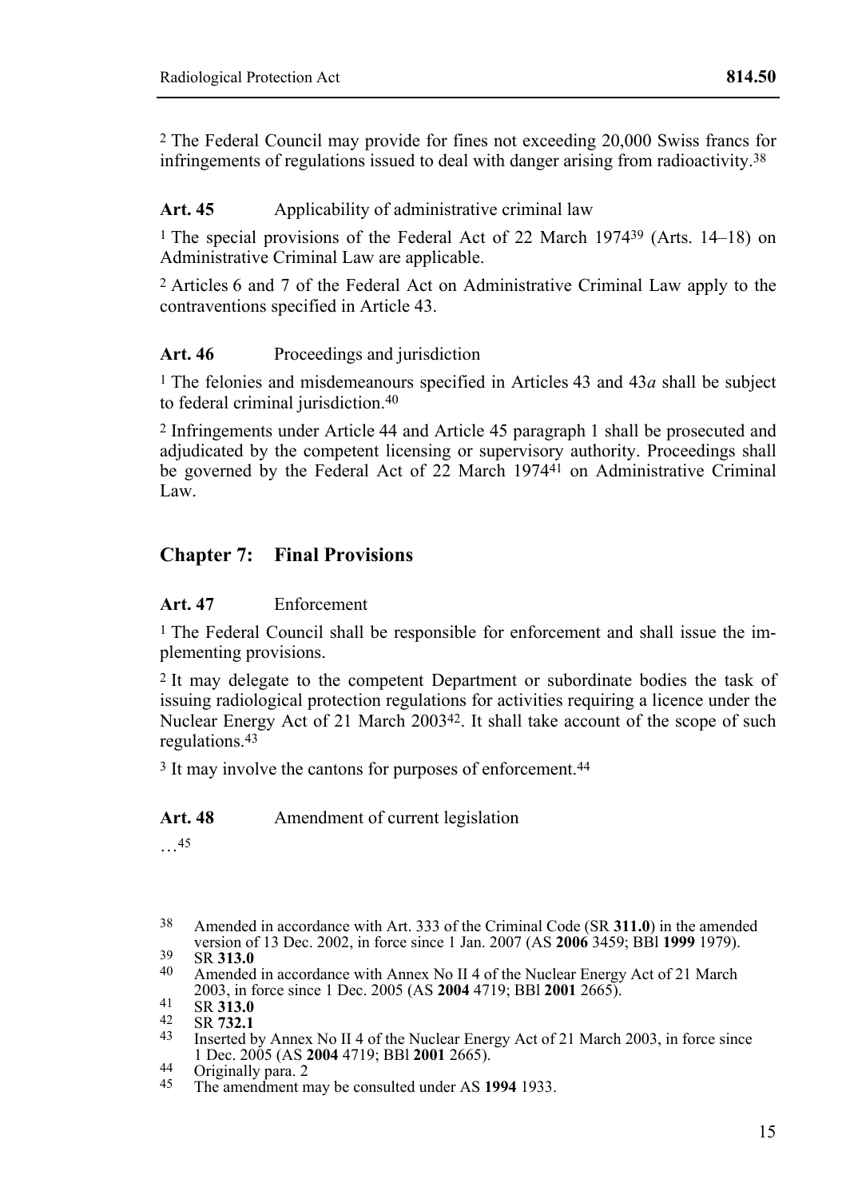2 The Federal Council may provide for fines not exceeding 20,000 Swiss francs for infringements of regulations issued to deal with danger arising from radioactivity.[38]

### Art. 45 Applicability of administrative criminal law

1 The special provisions of the Federal Act of 22 March 1974[39] (Arts. 14–18) on Administrative Criminal Law are applicable.

2 Articles 6 and 7 of the Federal Act on Administrative Criminal Law apply to the contraventions specified in Article 43.

### Art. 46 Proceedings and jurisdiction

1 The felonies and misdemeanours specified in Articles 43 and 43*a* shall be subject to federal criminal jurisdiction.[40]

2 Infringements under Article 44 and Article 45 paragraph 1 shall be prosecuted and adjudicated by the competent licensing or supervisory authority. Proceedings shall be governed by the Federal Act of 22 March 1974[41] on Administrative Criminal Law.

## Chapter 7: Final Provisions

### Art. 47 Enforcement

1 The Federal Council shall be responsible for enforcement and shall issue the implementing provisions.

2 It may delegate to the competent Department or subordinate bodies the task of issuing radiological protection regulations for activities requiring a licence under the Nuclear Energy Act of 21 March 2003[42]. It shall take account of the scope of such regulations.[43]

3 It may involve the cantons for purposes of enforcement.[44]

### Art. 48 Amendment of current legislation

…[45]

---

38 Amended in accordance with Art. 333 of the Criminal Code (SR **311.0**) in the amended version of 13 Dec. 2002, in force since 1 Jan. 2007 (AS **2006** 3459; BBl **1999** 1979).

39 SR **313.0**

40 Amended in accordance with Annex No II 4 of the Nuclear Energy Act of 21 March 2003, in force since 1 Dec. 2005 (AS **2004** 4719; BBl **2001** 2665).

41 SR **313.0**

42 SR **732.1**

43 Inserted by Annex No II 4 of the Nuclear Energy Act of 21 March 2003, in force since 1 Dec. 2005 (AS **2004** 4719; BBl **2001** 2665).

44 Originally para. 2

45 The amendment may be consulted under AS **1994** 1933.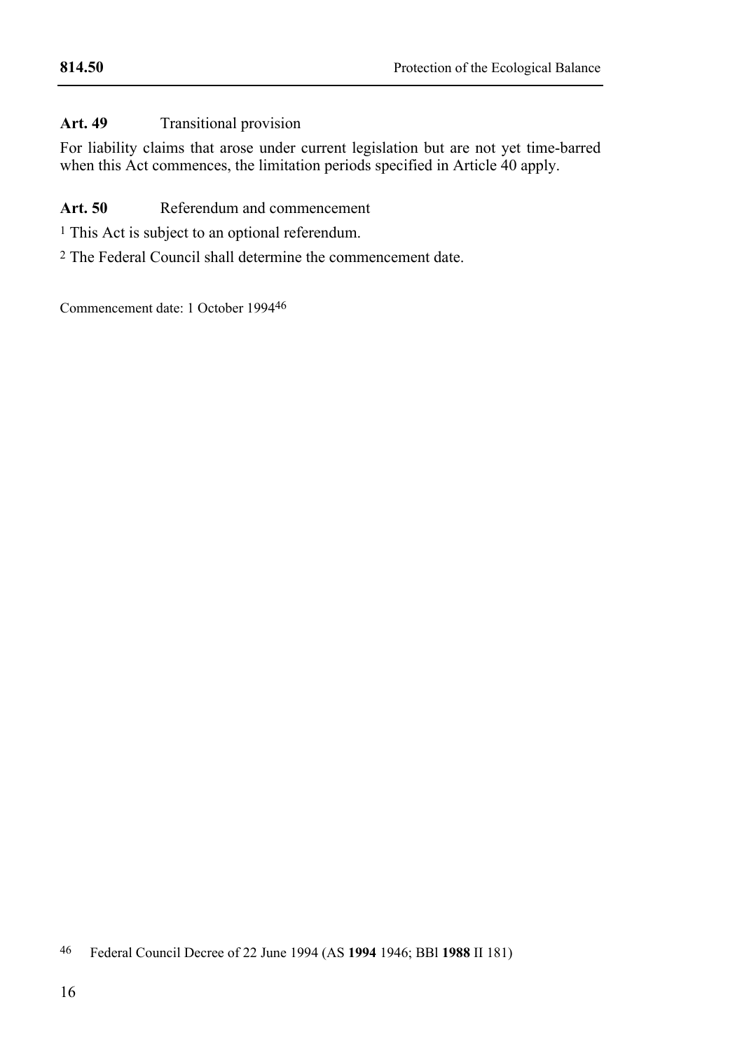**Art. 49** Transitional provision

For liability claims that arose under current legislation but are not yet time-barred when this Act commences, the limitation periods specified in Article 40 apply.

**Art. 50** Referendum and commencement

[1] This Act is subject to an optional referendum.

[2] The Federal Council shall determine the commencement date.

Commencement date: 1 October 1994[46]

46 Federal Council Decree of 22 June 1994 (AS **1994** 1946; BBl **1988** II 181)